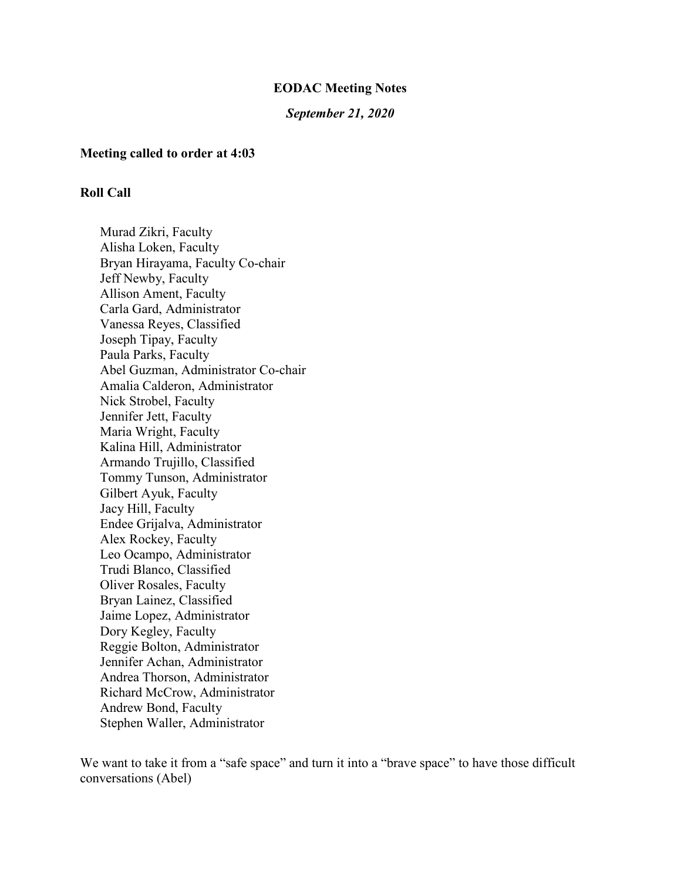# EODAC Meeting Notes

***September 21, 2020***

**Meeting called to order at 4:03**

**Roll Call**

Murad Zikri, Faculty
Alisha Loken, Faculty
Bryan Hirayama, Faculty Co-chair
Jeff Newby, Faculty
Allison Ament, Faculty
Carla Gard, Administrator
Vanessa Reyes, Classified
Joseph Tipay, Faculty
Paula Parks, Faculty
Abel Guzman, Administrator Co-chair
Amalia Calderon, Administrator
Nick Strobel, Faculty
Jennifer Jett, Faculty
Maria Wright, Faculty
Kalina Hill, Administrator
Armando Trujillo, Classified
Tommy Tunson, Administrator
Gilbert Ayuk, Faculty
Jacy Hill, Faculty
Endee Grijalva, Administrator
Alex Rockey, Faculty
Leo Ocampo, Administrator
Trudi Blanco, Classified
Oliver Rosales, Faculty
Bryan Lainez, Classified
Jaime Lopez, Administrator
Dory Kegley, Faculty
Reggie Bolton, Administrator
Jennifer Achan, Administrator
Andrea Thorson, Administrator
Richard McCrow, Administrator
Andrew Bond, Faculty
Stephen Waller, Administrator

We want to take it from a "safe space" and turn it into a "brave space" to have those difficult conversations (Abel)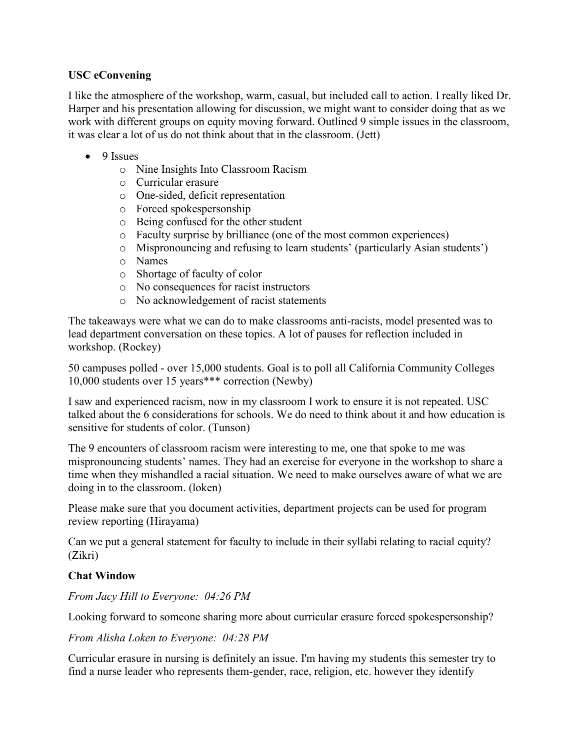**USC eConvening**

I like the atmosphere of the workshop, warm, casual, but included call to action. I really liked Dr. Harper and his presentation allowing for discussion, we might want to consider doing that as we work with different groups on equity moving forward. Outlined 9 simple issues in the classroom, it was clear a lot of us do not think about that in the classroom. (Jett)

- 9 Issues
  - Nine Insights Into Classroom Racism
  - Curricular erasure
  - One-sided, deficit representation
  - Forced spokespersonship
  - Being confused for the other student
  - Faculty surprise by brilliance (one of the most common experiences)
  - Mispronouncing and refusing to learn students' (particularly Asian students')
  - Names
  - Shortage of faculty of color
  - No consequences for racist instructors
  - No acknowledgement of racist statements

The takeaways were what we can do to make classrooms anti-racists, model presented was to lead department conversation on these topics. A lot of pauses for reflection included in workshop. (Rockey)

50 campuses polled - over 15,000 students. Goal is to poll all California Community Colleges 10,000 students over 15 years*** correction (Newby)

I saw and experienced racism, now in my classroom I work to ensure it is not repeated. USC talked about the 6 considerations for schools. We do need to think about it and how education is sensitive for students of color. (Tunson)

The 9 encounters of classroom racism were interesting to me, one that spoke to me was mispronouncing students' names. They had an exercise for everyone in the workshop to share a time when they mishandled a racial situation. We need to make ourselves aware of what we are doing in to the classroom. (loken)

Please make sure that you document activities, department projects can be used for program review reporting (Hirayama)

Can we put a general statement for faculty to include in their syllabi relating to racial equity? (Zikri)

**Chat Window**

*From Jacy Hill to Everyone: 04:26 PM*

Looking forward to someone sharing more about curricular erasure forced spokespersonship?

*From Alisha Loken to Everyone: 04:28 PM*

Curricular erasure in nursing is definitely an issue. I'm having my students this semester try to find a nurse leader who represents them-gender, race, religion, etc. however they identify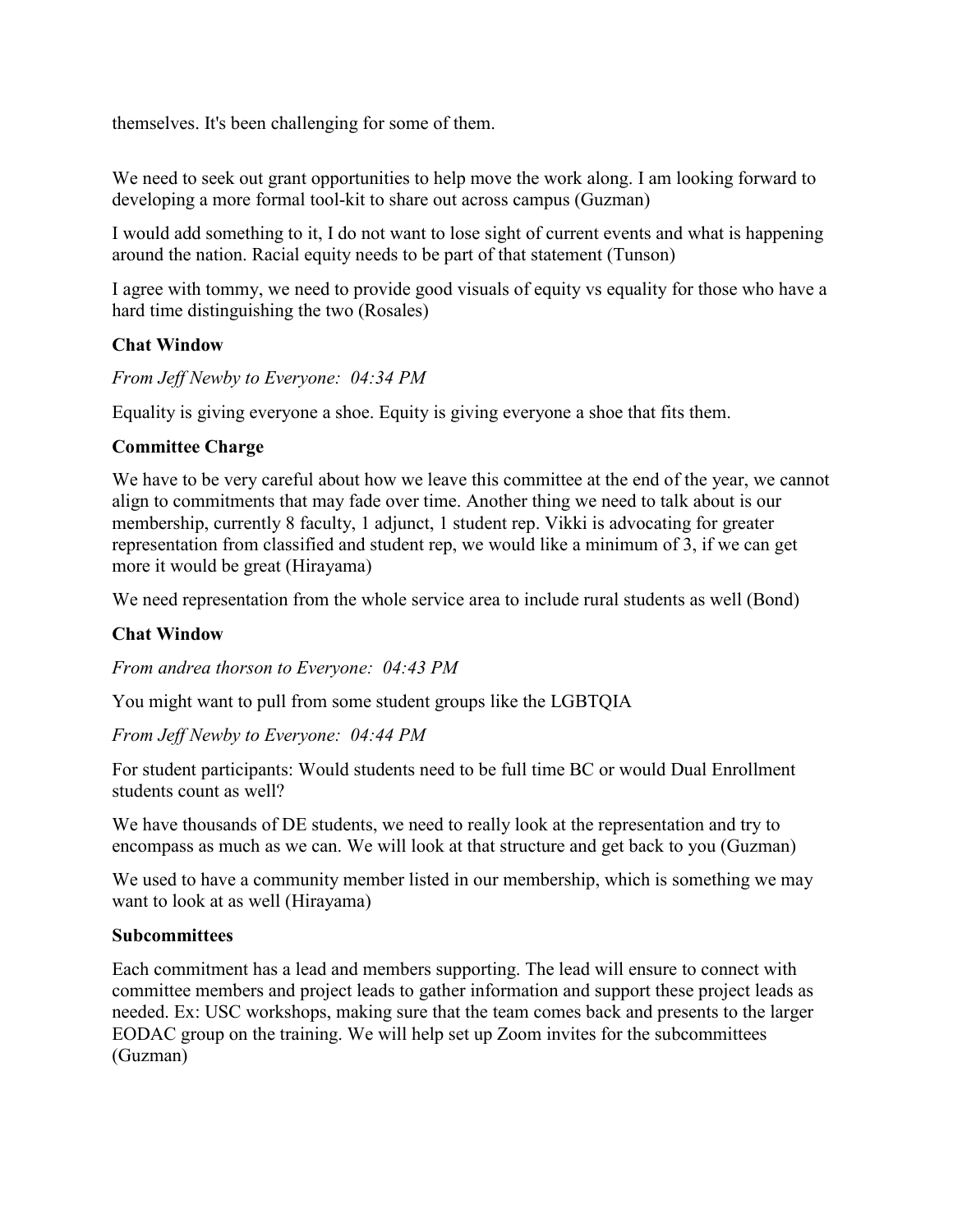themselves. It's been challenging for some of them.

We need to seek out grant opportunities to help move the work along. I am looking forward to developing a more formal tool-kit to share out across campus (Guzman)

I would add something to it, I do not want to lose sight of current events and what is happening around the nation. Racial equity needs to be part of that statement (Tunson)

I agree with tommy, we need to provide good visuals of equity vs equality for those who have a hard time distinguishing the two (Rosales)

**Chat Window**

*From Jeff Newby to Everyone: 04:34 PM*

Equality is giving everyone a shoe. Equity is giving everyone a shoe that fits them.

**Committee Charge**

We have to be very careful about how we leave this committee at the end of the year, we cannot align to commitments that may fade over time. Another thing we need to talk about is our membership, currently 8 faculty, 1 adjunct, 1 student rep. Vikki is advocating for greater representation from classified and student rep, we would like a minimum of 3, if we can get more it would be great (Hirayama)

We need representation from the whole service area to include rural students as well (Bond)

**Chat Window**

*From andrea thorson to Everyone: 04:43 PM*

You might want to pull from some student groups like the LGBTQIA

*From Jeff Newby to Everyone: 04:44 PM*

For student participants: Would students need to be full time BC or would Dual Enrollment students count as well?

We have thousands of DE students, we need to really look at the representation and try to encompass as much as we can. We will look at that structure and get back to you (Guzman)

We used to have a community member listed in our membership, which is something we may want to look at as well (Hirayama)

**Subcommittees**

Each commitment has a lead and members supporting. The lead will ensure to connect with committee members and project leads to gather information and support these project leads as needed. Ex: USC workshops, making sure that the team comes back and presents to the larger EODAC group on the training. We will help set up Zoom invites for the subcommittees (Guzman)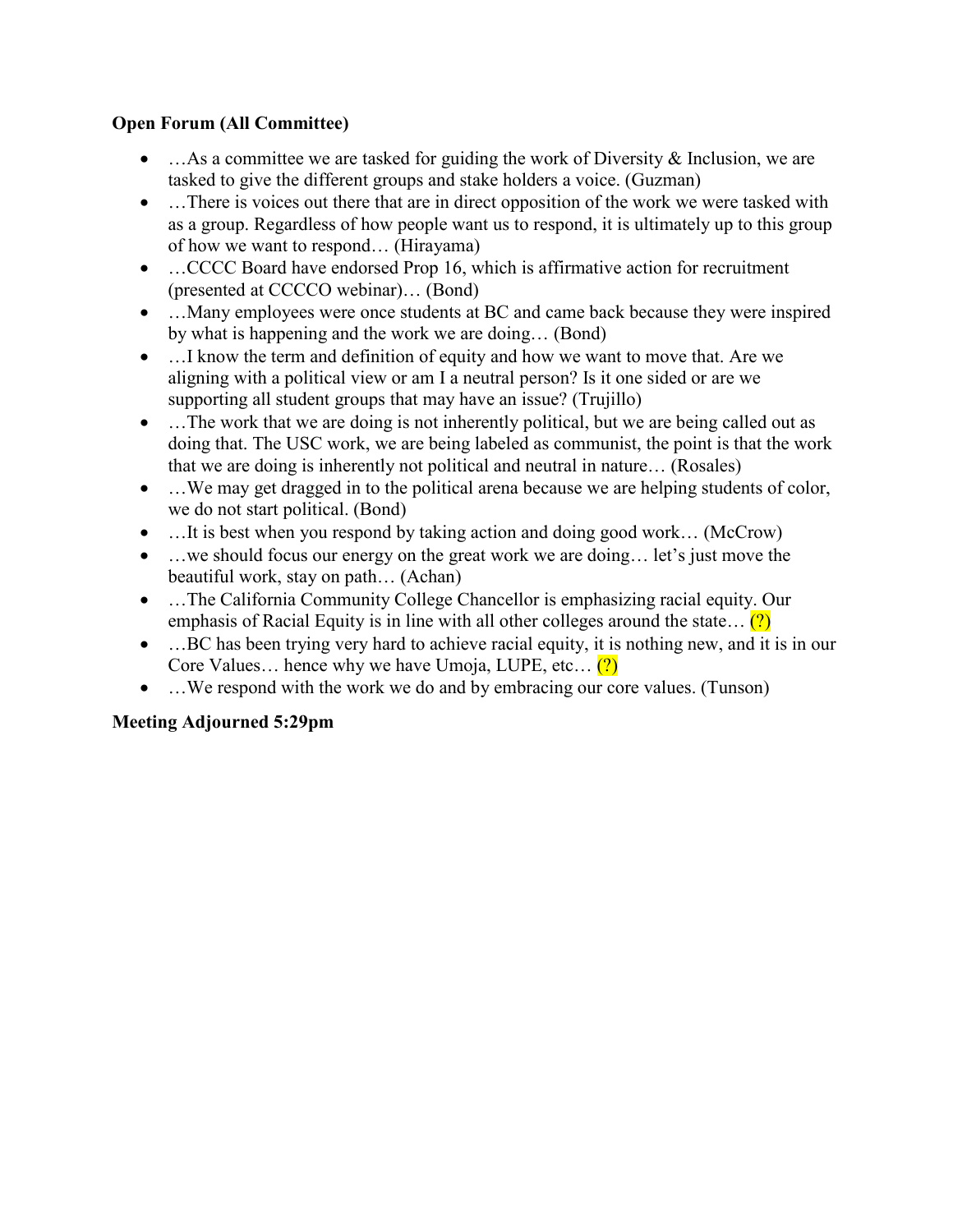**Open Forum (All Committee)**

- …As a committee we are tasked for guiding the work of Diversity & Inclusion, we are tasked to give the different groups and stake holders a voice. (Guzman)
- …There is voices out there that are in direct opposition of the work we were tasked with as a group. Regardless of how people want us to respond, it is ultimately up to this group of how we want to respond… (Hirayama)
- …CCCC Board have endorsed Prop 16, which is affirmative action for recruitment (presented at CCCCO webinar)… (Bond)
- …Many employees were once students at BC and came back because they were inspired by what is happening and the work we are doing… (Bond)
- …I know the term and definition of equity and how we want to move that. Are we aligning with a political view or am I a neutral person? Is it one sided or are we supporting all student groups that may have an issue? (Trujillo)
- …The work that we are doing is not inherently political, but we are being called out as doing that. The USC work, we are being labeled as communist, the point is that the work that we are doing is inherently not political and neutral in nature… (Rosales)
- …We may get dragged in to the political arena because we are helping students of color, we do not start political. (Bond)
- …It is best when you respond by taking action and doing good work… (McCrow)
- …we should focus our energy on the great work we are doing… let's just move the beautiful work, stay on path… (Achan)
- …The California Community College Chancellor is emphasizing racial equity. Our emphasis of Racial Equity is in line with all other colleges around the state… (?)
- …BC has been trying very hard to achieve racial equity, it is nothing new, and it is in our Core Values… hence why we have Umoja, LUPE, etc… (?)
- …We respond with the work we do and by embracing our core values. (Tunson)

**Meeting Adjourned 5:29pm**